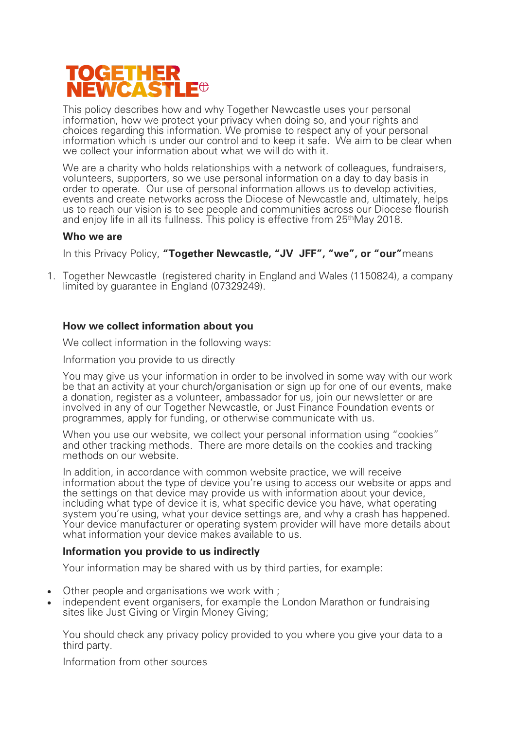# TOGETHER NEWCASTLE

This policy describes how and why Together Newcastle uses your personal information, how we protect your privacy when doing so, and your rights and choices regarding this information. We promise to respect any of your personal information which is under our control and to keep it safe. We aim to be clear when we collect your information about what we will do with it.

We are a charity who holds relationships with a network of colleagues, fundraisers, volunteers, supporters, so we use personal information on a day to day basis in order to operate. Our use of personal information allows us to develop activities, events and create networks across the Diocese of Newcastle and, ultimately, helps us to reach our vision is to see people and communities across our Diocese flourish and enjoy life in all its fullness. This policy is effective from 25th May 2018.

### Who we are

In this Privacy Policy, **"Together Newcastle, "JV JFF", "we", or "our"** means

1. Together Newcastle (registered charity in England and Wales (1150824), a company limited by guarantee in England (07329249).

### How we collect information about you

We collect information in the following ways:

Information you provide to us directly

You may give us your information in order to be involved in some way with our work be that an activity at your church/organisation or sign up for one of our events, make a donation, register as a volunteer, ambassador for us, join our newsletter or are involved in any of our Together Newcastle, or Just Finance Foundation events or programmes, apply for funding, or otherwise communicate with us.

When you use our website, we collect your personal information using "cookies" and other tracking methods. There are more details on the cookies and tracking methods on our website.

In addition, in accordance with common website practice, we will receive information about the type of device you're using to access our website or apps and the settings on that device may provide us with information about your device, including what type of device it is, what specific device you have, what operating system you're using, what your device settings are, and why a crash has happened. Your device manufacturer or operating system provider will have more details about what information your device makes available to us.

### Information you provide to us indirectly

Your information may be shared with us by third parties, for example:

- Other people and organisations we work with ;
- independent event organisers, for example the London Marathon or fundraising sites like Just Giving or Virgin Money Giving;

You should check any privacy policy provided to you where you give your data to a third party.

Information from other sources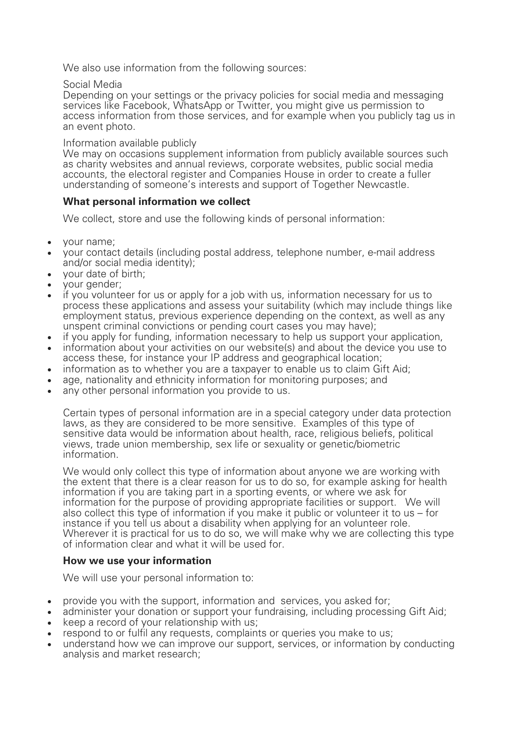We also use information from the following sources:

Social Media
Depending on your settings or the privacy policies for social media and messaging services like Facebook, WhatsApp or Twitter, you might give us permission to access information from those services, and for example when you publicly tag us in an event photo.

Information available publicly
We may on occasions supplement information from publicly available sources such as charity websites and annual reviews, corporate websites, public social media accounts, the electoral register and Companies House in order to create a fuller understanding of someone's interests and support of Together Newcastle.

**What personal information we collect**

We collect, store and use the following kinds of personal information:

- your name;
- your contact details (including postal address, telephone number, e-mail address and/or social media identity);
- your date of birth;
- your gender;
- if you volunteer for us or apply for a job with us, information necessary for us to process these applications and assess your suitability (which may include things like employment status, previous experience depending on the context, as well as any unspent criminal convictions or pending court cases you may have);
- if you apply for funding, information necessary to help us support your application,
- information about your activities on our website(s) and about the device you use to access these, for instance your IP address and geographical location;
- information as to whether you are a taxpayer to enable us to claim Gift Aid;
- age, nationality and ethnicity information for monitoring purposes; and
- any other personal information you provide to us.

Certain types of personal information are in a special category under data protection laws, as they are considered to be more sensitive. Examples of this type of sensitive data would be information about health, race, religious beliefs, political views, trade union membership, sex life or sexuality or genetic/biometric information.

We would only collect this type of information about anyone we are working with the extent that there is a clear reason for us to do so, for example asking for health information if you are taking part in a sporting events, or where we ask for information for the purpose of providing appropriate facilities or support. We will also collect this type of information if you make it public or volunteer it to us – for instance if you tell us about a disability when applying for an volunteer role. Wherever it is practical for us to do so, we will make why we are collecting this type of information clear and what it will be used for.

**How we use your information**

We will use your personal information to:

- provide you with the support, information and services, you asked for;
- administer your donation or support your fundraising, including processing Gift Aid;
- keep a record of your relationship with us;
- respond to or fulfil any requests, complaints or queries you make to us;
- understand how we can improve our support, services, or information by conducting analysis and market research;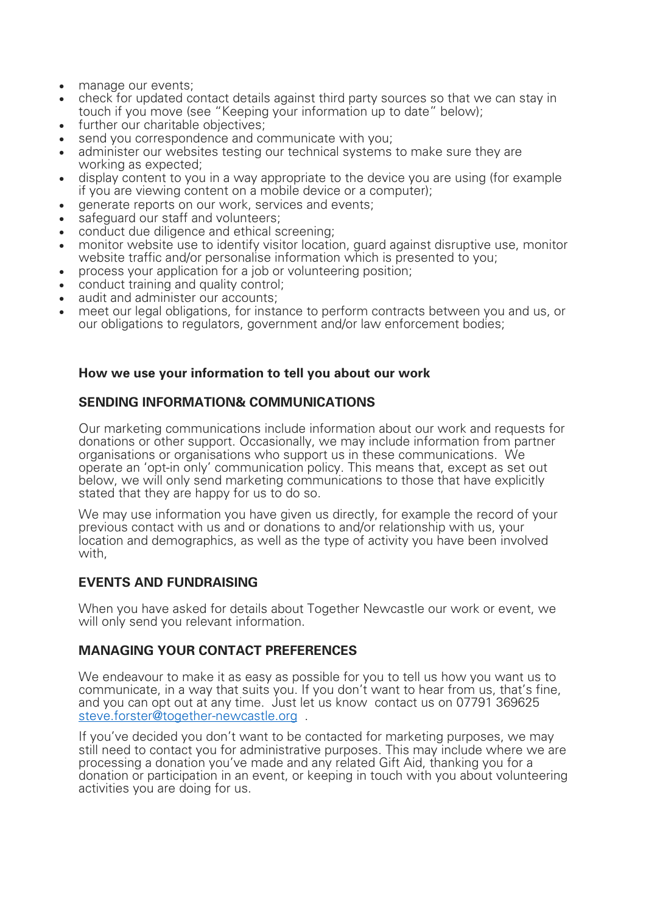- manage our events;
- check for updated contact details against third party sources so that we can stay in touch if you move (see "Keeping your information up to date" below);
- further our charitable objectives;
- send you correspondence and communicate with you;
- administer our websites testing our technical systems to make sure they are working as expected;
- display content to you in a way appropriate to the device you are using (for example if you are viewing content on a mobile device or a computer);
- generate reports on our work, services and events;
- safeguard our staff and volunteers;
- conduct due diligence and ethical screening;
- monitor website use to identify visitor location, guard against disruptive use, monitor website traffic and/or personalise information which is presented to you;
- process your application for a job or volunteering position;
- conduct training and quality control;
- audit and administer our accounts;
- meet our legal obligations, for instance to perform contracts between you and us, or our obligations to regulators, government and/or law enforcement bodies;

**How we use your information to tell you about our work**

## SENDING INFORMATION& COMMUNICATIONS

Our marketing communications include information about our work and requests for donations or other support. Occasionally, we may include information from partner organisations or organisations who support us in these communications. We operate an 'opt-in only' communication policy. This means that, except as set out below, we will only send marketing communications to those that have explicitly stated that they are happy for us to do so.

We may use information you have given us directly, for example the record of your previous contact with us and or donations to and/or relationship with us, your location and demographics, as well as the type of activity you have been involved with,

## EVENTS AND FUNDRAISING

When you have asked for details about Together Newcastle our work or event, we will only send you relevant information.

## MANAGING YOUR CONTACT PREFERENCES

We endeavour to make it as easy as possible for you to tell us how you want us to communicate, in a way that suits you. If you don't want to hear from us, that's fine, and you can opt out at any time. Just let us know contact us on 07791 369625 steve.forster@together-newcastle.org .

If you've decided you don't want to be contacted for marketing purposes, we may still need to contact you for administrative purposes. This may include where we are processing a donation you've made and any related Gift Aid, thanking you for a donation or participation in an event, or keeping in touch with you about volunteering activities you are doing for us.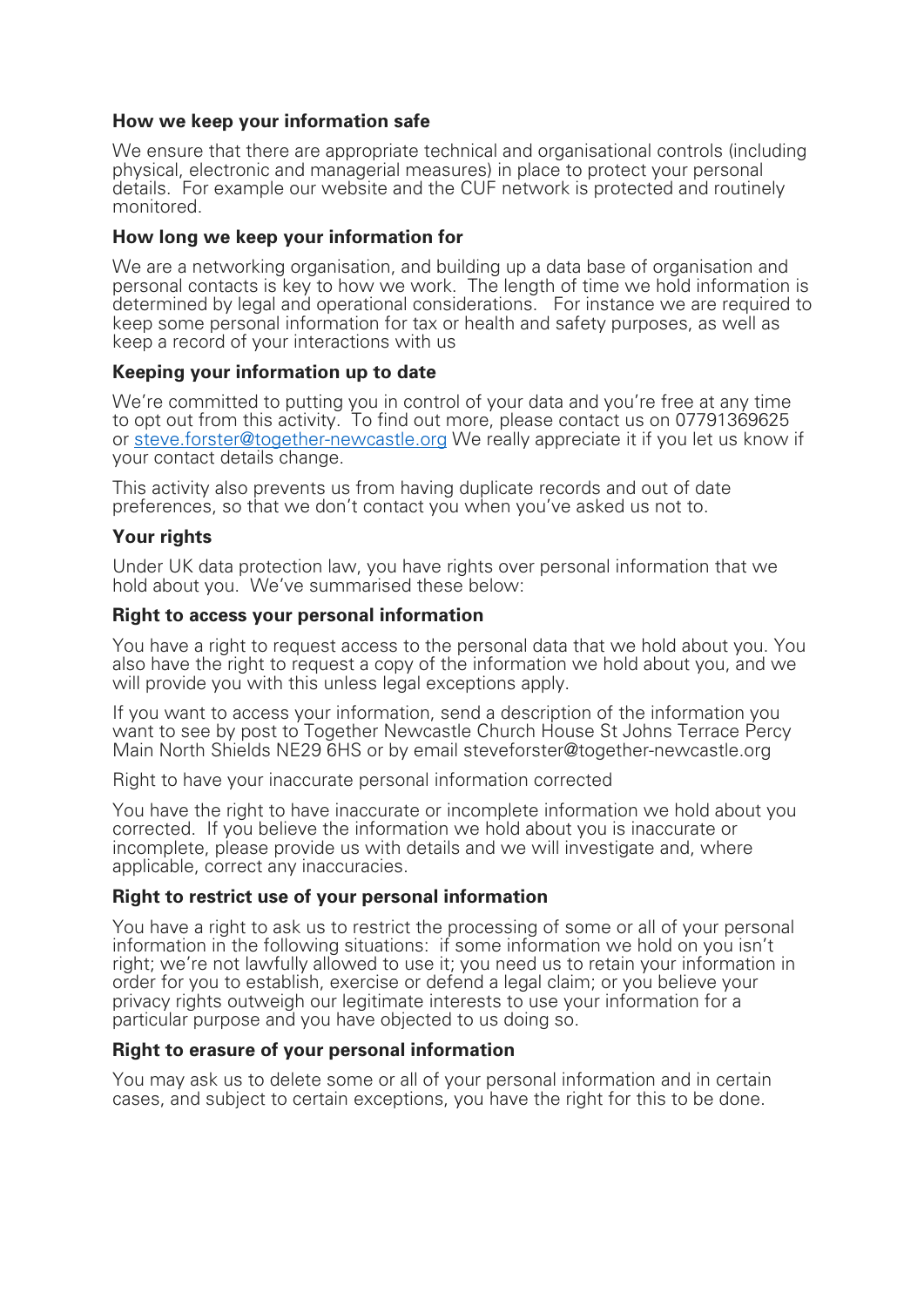**How we keep your information safe**

We ensure that there are appropriate technical and organisational controls (including physical, electronic and managerial measures) in place to protect your personal details. For example our website and the CUF network is protected and routinely monitored.

**How long we keep your information for**

We are a networking organisation, and building up a data base of organisation and personal contacts is key to how we work. The length of time we hold information is determined by legal and operational considerations. For instance we are required to keep some personal information for tax or health and safety purposes, as well as keep a record of your interactions with us

**Keeping your information up to date**

We're committed to putting you in control of your data and you're free at any time to opt out from this activity. To find out more, please contact us on 07791369625 or [steve.forster@together-newcastle.org](mailto:steve.forster@together-newcastle.org) We really appreciate it if you let us know if your contact details change.

This activity also prevents us from having duplicate records and out of date preferences, so that we don't contact you when you've asked us not to.

**Your rights**

Under UK data protection law, you have rights over personal information that we hold about you. We've summarised these below:

**Right to access your personal information**

You have a right to request access to the personal data that we hold about you. You also have the right to request a copy of the information we hold about you, and we will provide you with this unless legal exceptions apply.

If you want to access your information, send a description of the information you want to see by post to Together Newcastle Church House St Johns Terrace Percy Main North Shields NE29 6HS or by email steveforster@together-newcastle.org

Right to have your inaccurate personal information corrected

You have the right to have inaccurate or incomplete information we hold about you corrected. If you believe the information we hold about you is inaccurate or incomplete, please provide us with details and we will investigate and, where applicable, correct any inaccuracies.

**Right to restrict use of your personal information**

You have a right to ask us to restrict the processing of some or all of your personal information in the following situations: if some information we hold on you isn't right; we're not lawfully allowed to use it; you need us to retain your information in order for you to establish, exercise or defend a legal claim; or you believe your privacy rights outweigh our legitimate interests to use your information for a particular purpose and you have objected to us doing so.

**Right to erasure of your personal information**

You may ask us to delete some or all of your personal information and in certain cases, and subject to certain exceptions, you have the right for this to be done.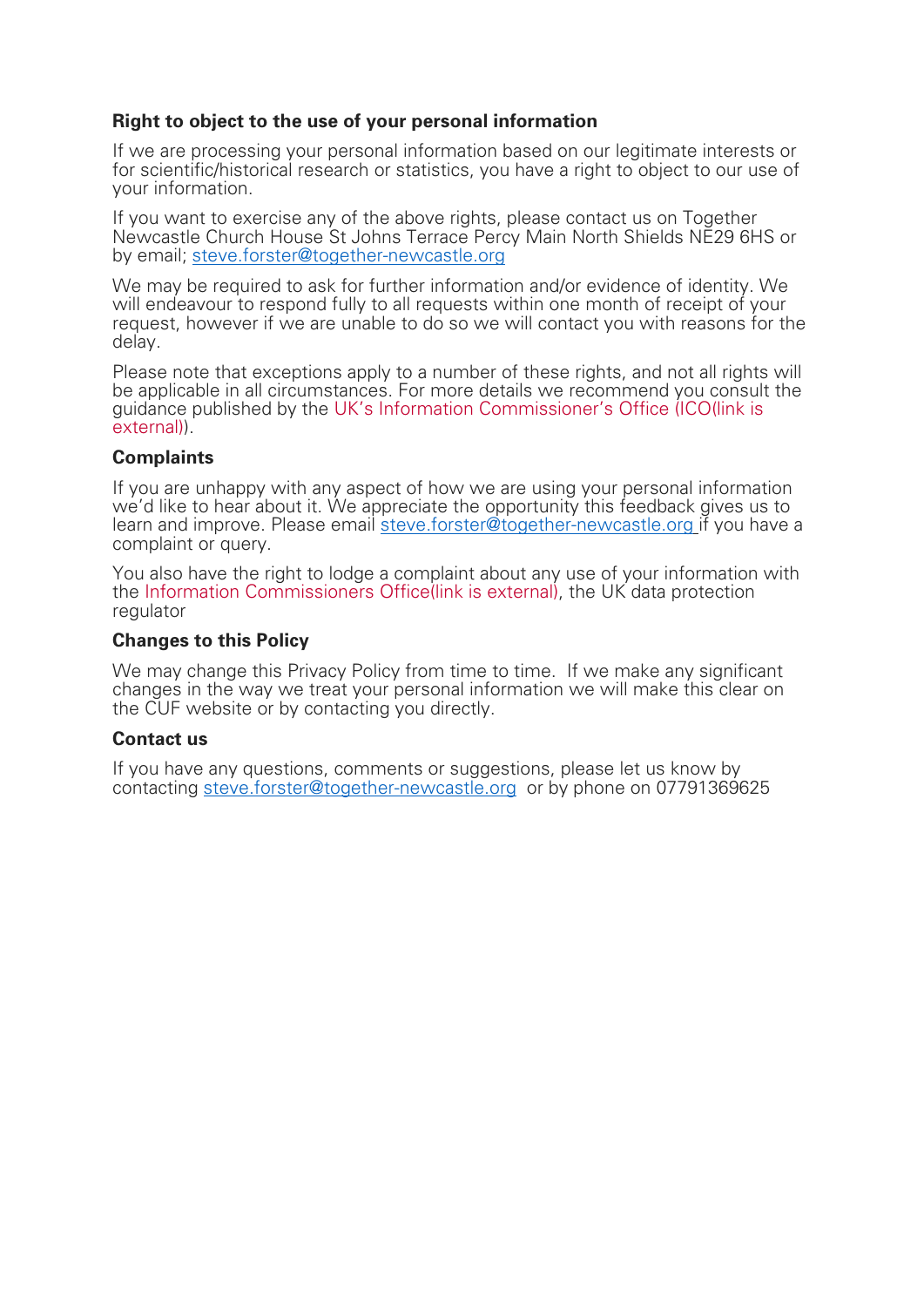### Right to object to the use of your personal information

If we are processing your personal information based on our legitimate interests or for scientific/historical research or statistics, you have a right to object to our use of your information.

If you want to exercise any of the above rights, please contact us on Together Newcastle Church House St Johns Terrace Percy Main North Shields NE29 6HS or by email; steve.forster@together-newcastle.org

We may be required to ask for further information and/or evidence of identity. We will endeavour to respond fully to all requests within one month of receipt of your request, however if we are unable to do so we will contact you with reasons for the delay.

Please note that exceptions apply to a number of these rights, and not all rights will be applicable in all circumstances. For more details we recommend you consult the guidance published by the UK's Information Commissioner's Office (ICO(link is external)).

### Complaints

If you are unhappy with any aspect of how we are using your personal information we'd like to hear about it. We appreciate the opportunity this feedback gives us to learn and improve. Please email steve.forster@together-newcastle.org if you have a complaint or query.

You also have the right to lodge a complaint about any use of your information with the Information Commissioners Office(link is external), the UK data protection regulator

### Changes to this Policy

We may change this Privacy Policy from time to time. If we make any significant changes in the way we treat your personal information we will make this clear on the CUF website or by contacting you directly.

### Contact us

If you have any questions, comments or suggestions, please let us know by contacting steve.forster@together-newcastle.org or by phone on 07791369625